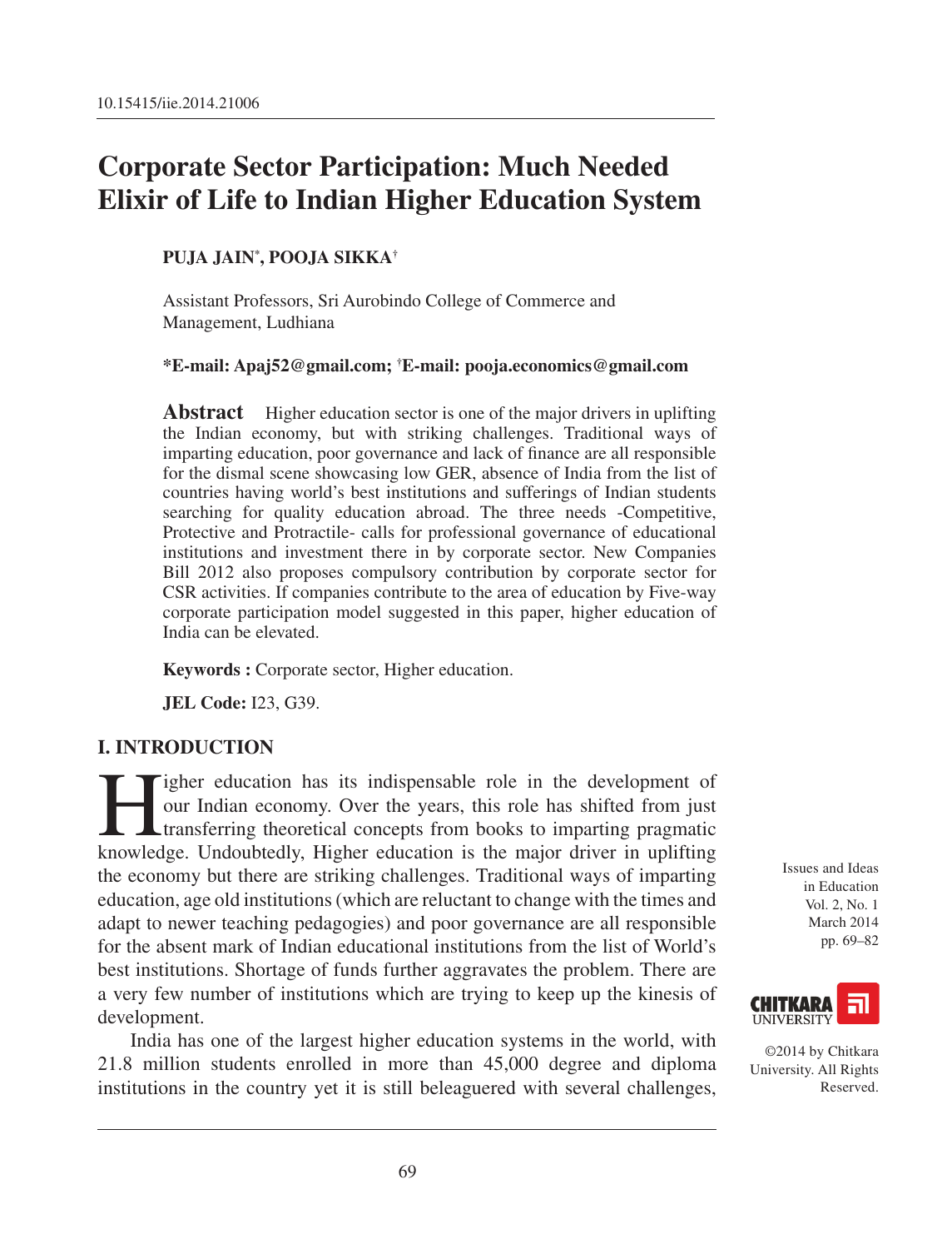10.15415/iie.2014.21006

# Corporate Sector Participation: Much Needed Elixir of Life to Indian Higher Education System

**PUJA JAIN[*], POOJA SIKKA[†]**

Assistant Professors, Sri Aurobindo College of Commerce and Management, Ludhiana

***E-mail: Apaj52@gmail.com; [†]E-mail: pooja.economics@gmail.com**

**Abstract** Higher education sector is one of the major drivers in uplifting the Indian economy, but with striking challenges. Traditional ways of imparting education, poor governance and lack of finance are all responsible for the dismal scene showcasing low GER, absence of India from the list of countries having world's best institutions and sufferings of Indian students searching for quality education abroad. The three needs -Competitive, Protective and Protractile- calls for professional governance of educational institutions and investment there in by corporate sector. New Companies Bill 2012 also proposes compulsory contribution by corporate sector for CSR activities. If companies contribute to the area of education by Five-way corporate participation model suggested in this paper, higher education of India can be elevated.

**Keywords :** Corporate sector, Higher education.

**JEL Code:** I23, G39.

## I. INTRODUCTION

Higher education has its indispensable role in the development of our Indian economy. Over the years, this role has shifted from just transferring theoretical concepts from books to imparting pragmatic knowledge. Undoubtedly, Higher education is the major driver in uplifting the economy but there are striking challenges. Traditional ways of imparting education, age old institutions (which are reluctant to change with the times and adapt to newer teaching pedagogies) and poor governance are all responsible for the absent mark of Indian educational institutions from the list of World's best institutions. Shortage of funds further aggravates the problem. There are a very few number of institutions which are trying to keep up the kinesis of development.

India has one of the largest higher education systems in the world, with 21.8 million students enrolled in more than 45,000 degree and diploma institutions in the country yet it is still beleaguered with several challenges,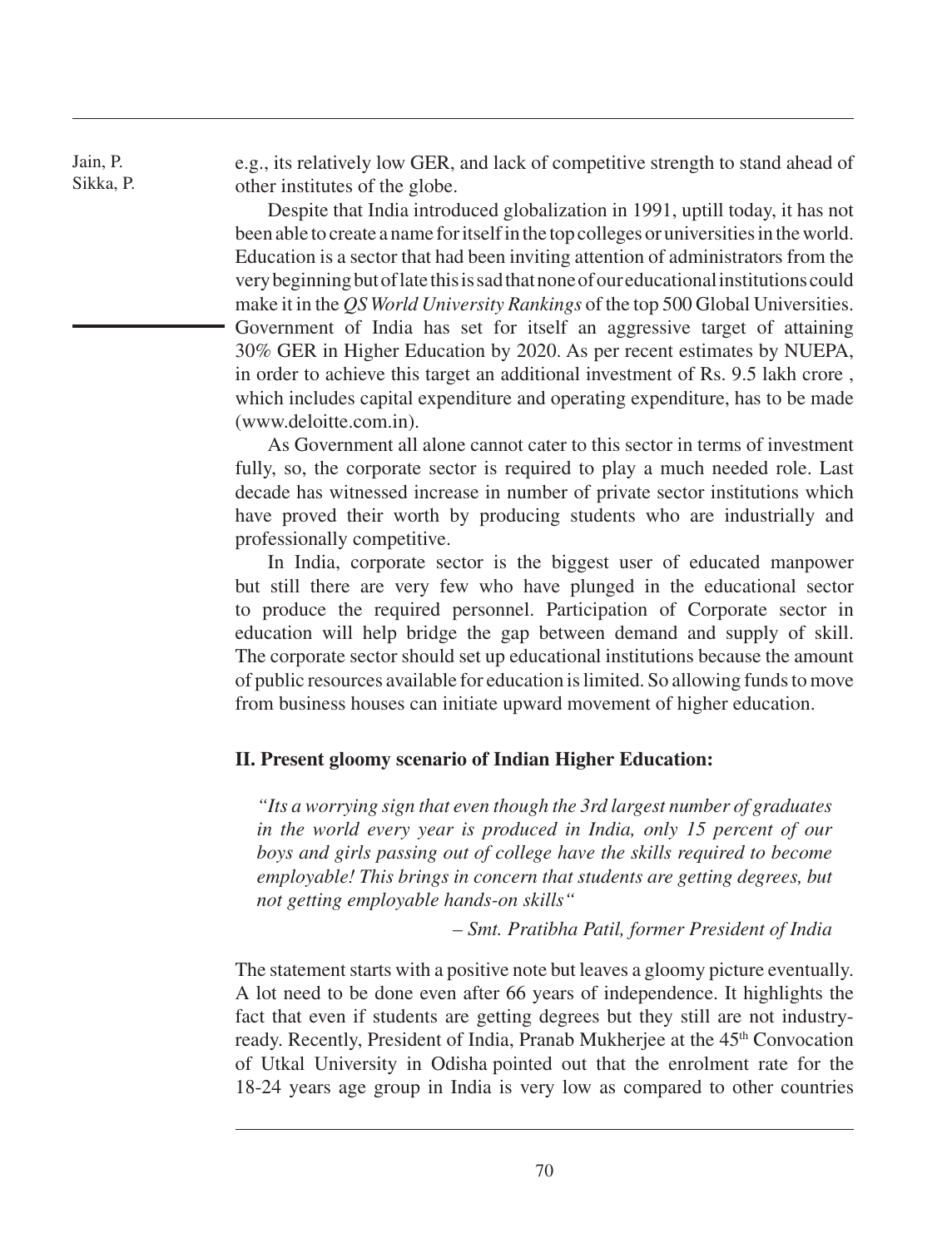e.g., its relatively low GER, and lack of competitive strength to stand ahead of other institutes of the globe.

Despite that India introduced globalization in 1991, uptill today, it has not been able to create a name for itself in the top colleges or universities in the world. Education is a sector that had been inviting attention of administrators from the very beginning but of late this is sad that none of our educational institutions could make it in the *QS World University Rankings* of the top 500 Global Universities. Government of India has set for itself an aggressive target of attaining 30% GER in Higher Education by 2020. As per recent estimates by NUEPA, in order to achieve this target an additional investment of Rs. 9.5 lakh crore , which includes capital expenditure and operating expenditure, has to be made (www.deloitte.com.in).

As Government all alone cannot cater to this sector in terms of investment fully, so, the corporate sector is required to play a much needed role. Last decade has witnessed increase in number of private sector institutions which have proved their worth by producing students who are industrially and professionally competitive.

In India, corporate sector is the biggest user of educated manpower but still there are very few who have plunged in the educational sector to produce the required personnel. Participation of Corporate sector in education will help bridge the gap between demand and supply of skill. The corporate sector should set up educational institutions because the amount of public resources available for education is limited. So allowing funds to move from business houses can initiate upward movement of higher education.

## II. Present gloomy scenario of Indian Higher Education:

> *"Its a worrying sign that even though the 3rd largest number of graduates in the world every year is produced in India, only 15 percent of our boys and girls passing out of college have the skills required to become employable! This brings in concern that students are getting degrees, but not getting employable hands-on skills"*
>
> *– Smt. Pratibha Patil, former President of India*

The statement starts with a positive note but leaves a gloomy picture eventually. A lot need to be done even after 66 years of independence. It highlights the fact that even if students are getting degrees but they still are not industry-ready. Recently, President of India, Pranab Mukherjee at the 45th Convocation of Utkal University in Odisha pointed out that the enrolment rate for the 18-24 years age group in India is very low as compared to other countries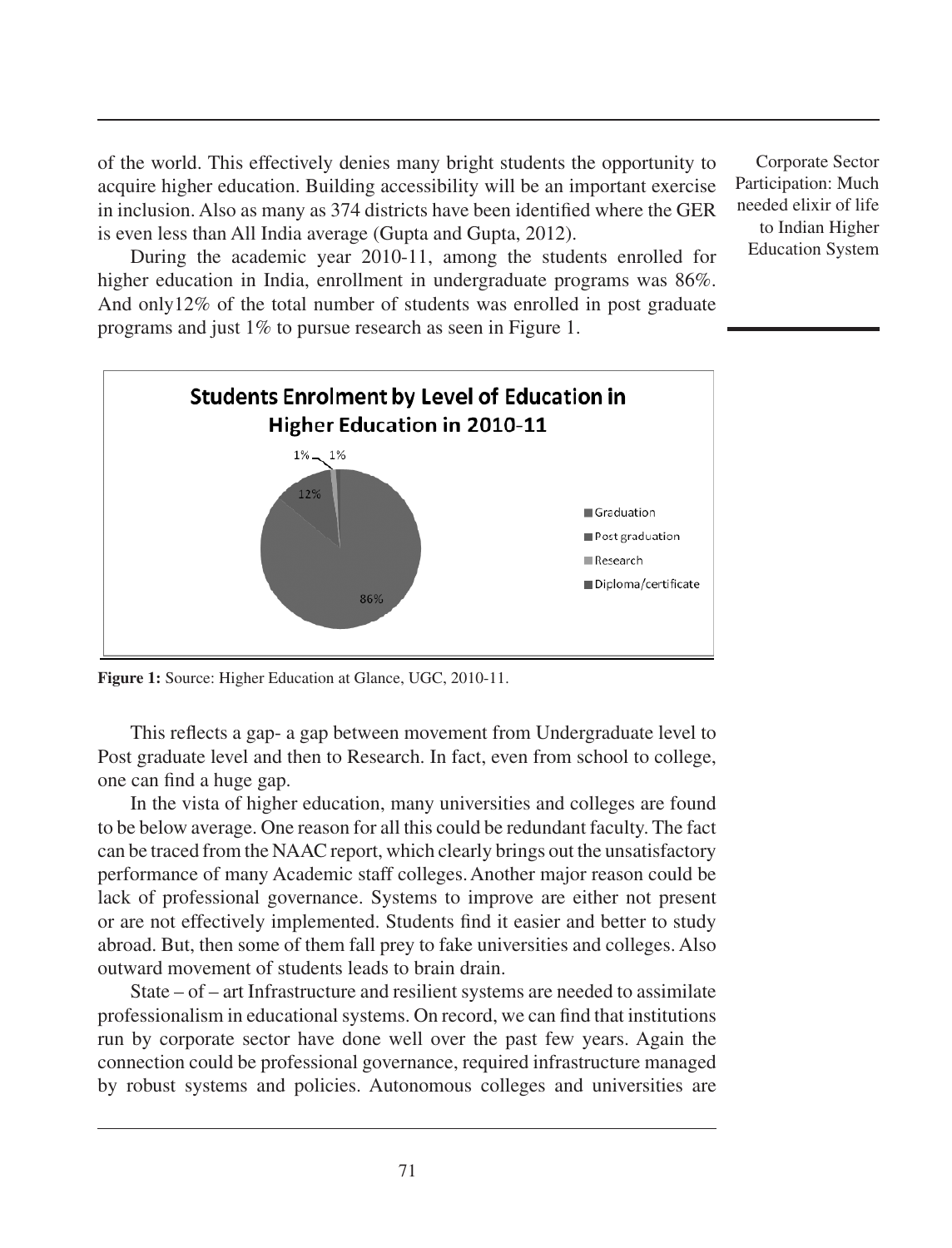of the world. This effectively denies many bright students the opportunity to acquire higher education. Building accessibility will be an important exercise in inclusion. Also as many as 374 districts have been identified where the GER is even less than All India average (Gupta and Gupta, 2012).

During the academic year 2010-11, among the students enrolled for higher education in India, enrollment in undergraduate programs was 86%. And only12% of the total number of students was enrolled in post graduate programs and just 1% to pursue research as seen in Figure 1.

**Figure 1:** Source: Higher Education at Glance, UGC, 2010-11.

This reflects a gap- a gap between movement from Undergraduate level to Post graduate level and then to Research. In fact, even from school to college, one can find a huge gap.

In the vista of higher education, many universities and colleges are found to be below average. One reason for all this could be redundant faculty. The fact can be traced from the NAAC report, which clearly brings out the unsatisfactory performance of many Academic staff colleges. Another major reason could be lack of professional governance. Systems to improve are either not present or are not effectively implemented. Students find it easier and better to study abroad. But, then some of them fall prey to fake universities and colleges. Also outward movement of students leads to brain drain.

State – of – art Infrastructure and resilient systems are needed to assimilate professionalism in educational systems. On record, we can find that institutions run by corporate sector have done well over the past few years. Again the connection could be professional governance, required infrastructure managed by robust systems and policies. Autonomous colleges and universities are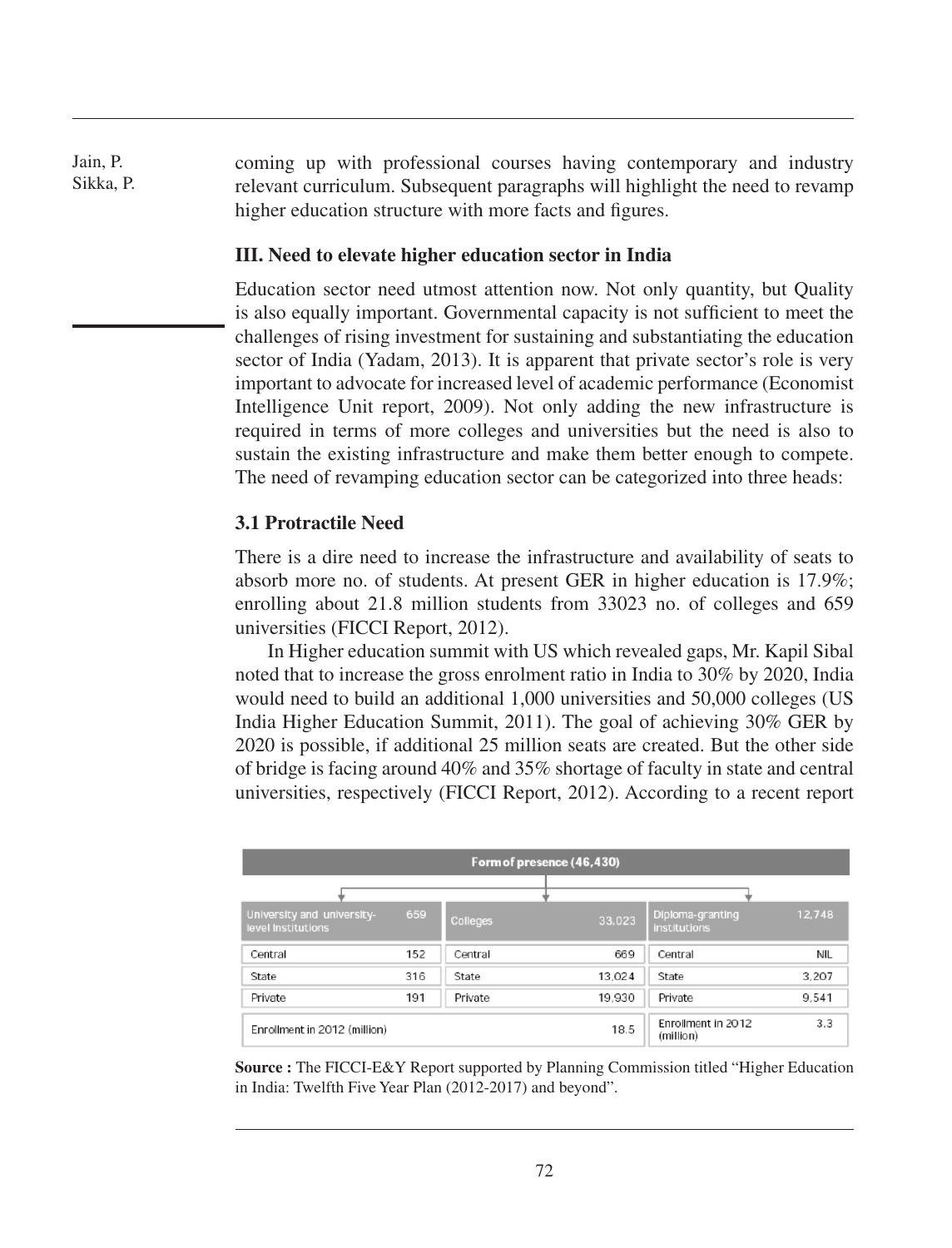coming up with professional courses having contemporary and industry relevant curriculum. Subsequent paragraphs will highlight the need to revamp higher education structure with more facts and figures.

### III. Need to elevate higher education sector in India

Education sector need utmost attention now. Not only quantity, but Quality is also equally important. Governmental capacity is not sufficient to meet the challenges of rising investment for sustaining and substantiating the education sector of India (Yadam, 2013). It is apparent that private sector's role is very important to advocate for increased level of academic performance (Economist Intelligence Unit report, 2009). Not only adding the new infrastructure is required in terms of more colleges and universities but the need is also to sustain the existing infrastructure and make them better enough to compete. The need of revamping education sector can be categorized into three heads:

### 3.1 Protractile Need

There is a dire need to increase the infrastructure and availability of seats to absorb more no. of students. At present GER in higher education is 17.9%; enrolling about 21.8 million students from 33023 no. of colleges and 659 universities (FICCI Report, 2012).

In Higher education summit with US which revealed gaps, Mr. Kapil Sibal noted that to increase the gross enrolment ratio in India to 30% by 2020, India would need to build an additional 1,000 universities and 50,000 colleges (US India Higher Education Summit, 2011). The goal of achieving 30% GER by 2020 is possible, if additional 25 million seats are created. But the other side of bridge is facing around 40% and 35% shortage of faculty in state and central universities, respectively (FICCI Report, 2012). According to a recent report

| Form of presence (46,430) | | | | | |
|---|---|---|---|---|---|
| University and university-level institutions | 659 | Colleges | 33,023 | Diploma-granting institutions | 12,748 |
| Central | 152 | Central | 669 | Central | NIL |
| State | 316 | State | 13,024 | State | 3,207 |
| Private | 191 | Private | 19,930 | Private | 9,541 |
| Enrollment in 2012 (million) | | | 18.5 | Enrollment in 2012 (million) | 3.3 |

**Source :** The FICCI-E&Y Report supported by Planning Commission titled "Higher Education in India: Twelfth Five Year Plan (2012-2017) and beyond".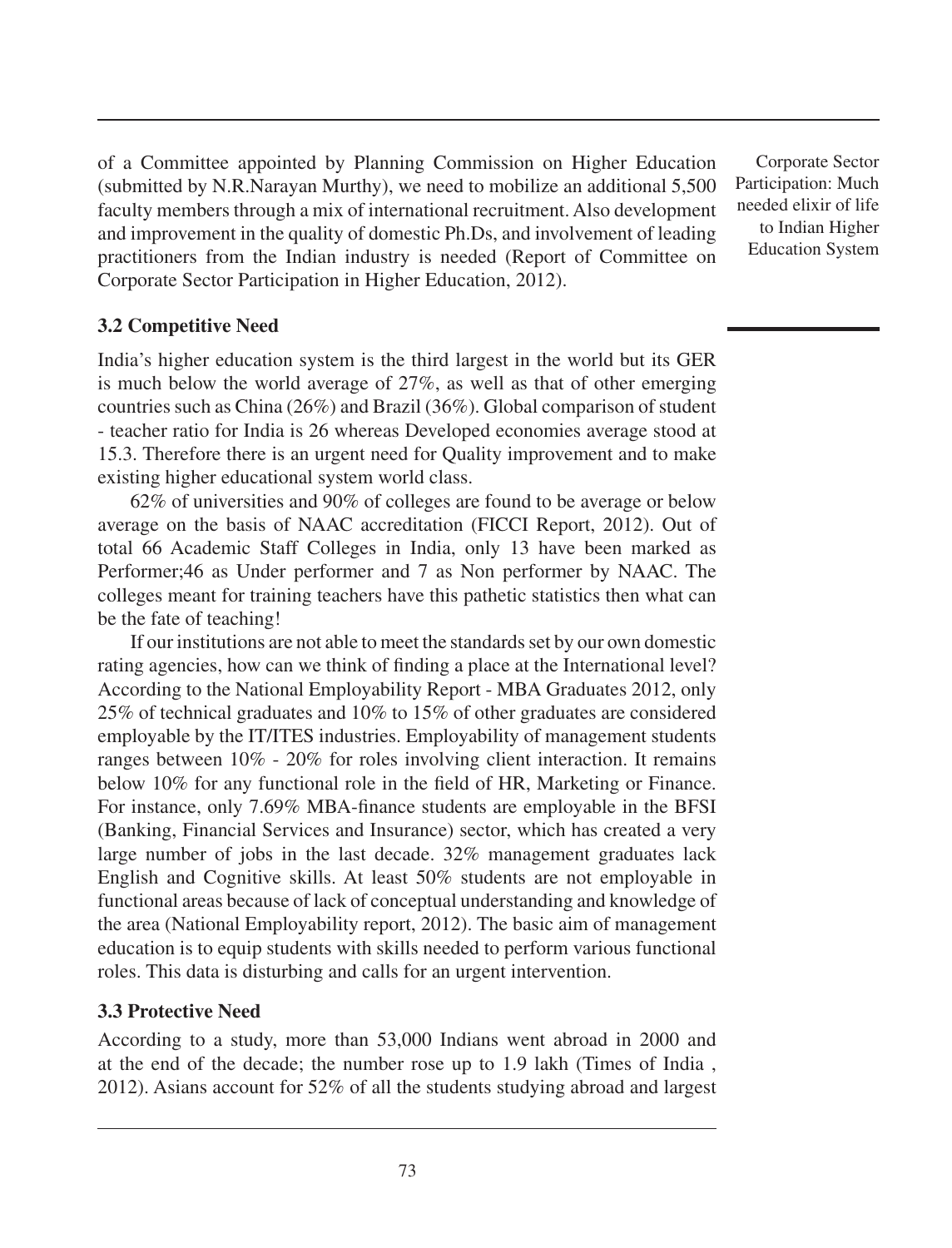of a Committee appointed by Planning Commission on Higher Education (submitted by N.R.Narayan Murthy), we need to mobilize an additional 5,500 faculty members through a mix of international recruitment. Also development and improvement in the quality of domestic Ph.Ds, and involvement of leading practitioners from the Indian industry is needed (Report of Committee on Corporate Sector Participation in Higher Education, 2012).

### 3.2 Competitive Need

India's higher education system is the third largest in the world but its GER is much below the world average of 27%, as well as that of other emerging countries such as China (26%) and Brazil (36%). Global comparison of student - teacher ratio for India is 26 whereas Developed economies average stood at 15.3. Therefore there is an urgent need for Quality improvement and to make existing higher educational system world class.

62% of universities and 90% of colleges are found to be average or below average on the basis of NAAC accreditation (FICCI Report, 2012). Out of total 66 Academic Staff Colleges in India, only 13 have been marked as Performer;46 as Under performer and 7 as Non performer by NAAC. The colleges meant for training teachers have this pathetic statistics then what can be the fate of teaching!

If our institutions are not able to meet the standards set by our own domestic rating agencies, how can we think of finding a place at the International level? According to the National Employability Report - MBA Graduates 2012, only 25% of technical graduates and 10% to 15% of other graduates are considered employable by the IT/ITES industries. Employability of management students ranges between 10% - 20% for roles involving client interaction. It remains below 10% for any functional role in the field of HR, Marketing or Finance. For instance, only 7.69% MBA-finance students are employable in the BFSI (Banking, Financial Services and Insurance) sector, which has created a very large number of jobs in the last decade. 32% management graduates lack English and Cognitive skills. At least 50% students are not employable in functional areas because of lack of conceptual understanding and knowledge of the area (National Employability report, 2012). The basic aim of management education is to equip students with skills needed to perform various functional roles. This data is disturbing and calls for an urgent intervention.

### 3.3 Protective Need

According to a study, more than 53,000 Indians went abroad in 2000 and at the end of the decade; the number rose up to 1.9 lakh (Times of India , 2012). Asians account for 52% of all the students studying abroad and largest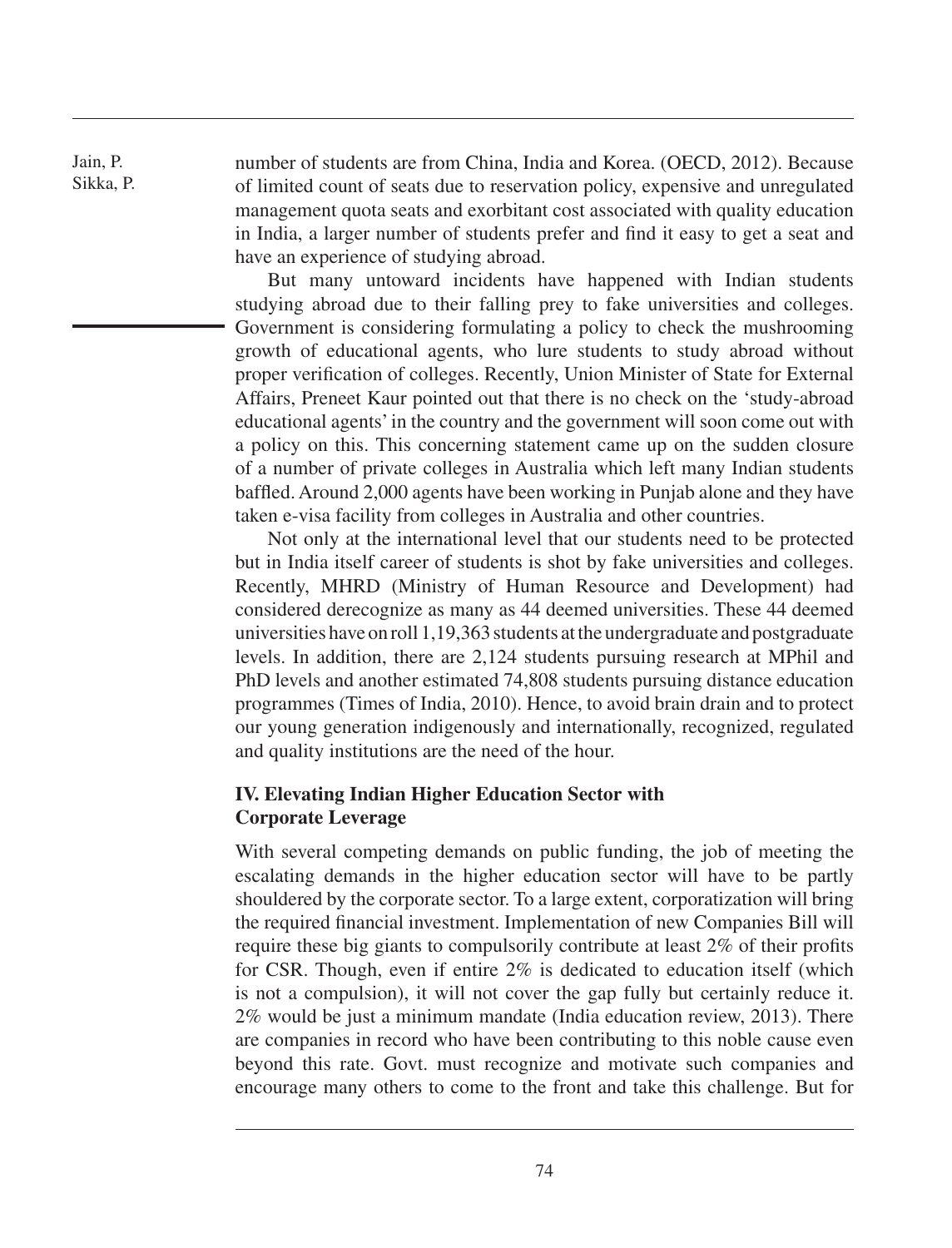number of students are from China, India and Korea. (OECD, 2012). Because of limited count of seats due to reservation policy, expensive and unregulated management quota seats and exorbitant cost associated with quality education in India, a larger number of students prefer and find it easy to get a seat and have an experience of studying abroad.

But many untoward incidents have happened with Indian students studying abroad due to their falling prey to fake universities and colleges. Government is considering formulating a policy to check the mushrooming growth of educational agents, who lure students to study abroad without proper verification of colleges. Recently, Union Minister of State for External Affairs, Preneet Kaur pointed out that there is no check on the 'study-abroad educational agents' in the country and the government will soon come out with a policy on this. This concerning statement came up on the sudden closure of a number of private colleges in Australia which left many Indian students baffled. Around 2,000 agents have been working in Punjab alone and they have taken e-visa facility from colleges in Australia and other countries.

Not only at the international level that our students need to be protected but in India itself career of students is shot by fake universities and colleges. Recently, MHRD (Ministry of Human Resource and Development) had considered derecognize as many as 44 deemed universities. These 44 deemed universities have on roll 1,19,363 students at the undergraduate and postgraduate levels. In addition, there are 2,124 students pursuing research at MPhil and PhD levels and another estimated 74,808 students pursuing distance education programmes (Times of India, 2010). Hence, to avoid brain drain and to protect our young generation indigenously and internationally, recognized, regulated and quality institutions are the need of the hour.

## IV. Elevating Indian Higher Education Sector with Corporate Leverage

With several competing demands on public funding, the job of meeting the escalating demands in the higher education sector will have to be partly shouldered by the corporate sector. To a large extent, corporatization will bring the required financial investment. Implementation of new Companies Bill will require these big giants to compulsorily contribute at least 2% of their profits for CSR. Though, even if entire 2% is dedicated to education itself (which is not a compulsion), it will not cover the gap fully but certainly reduce it. 2% would be just a minimum mandate (India education review, 2013). There are companies in record who have been contributing to this noble cause even beyond this rate. Govt. must recognize and motivate such companies and encourage many others to come to the front and take this challenge. But for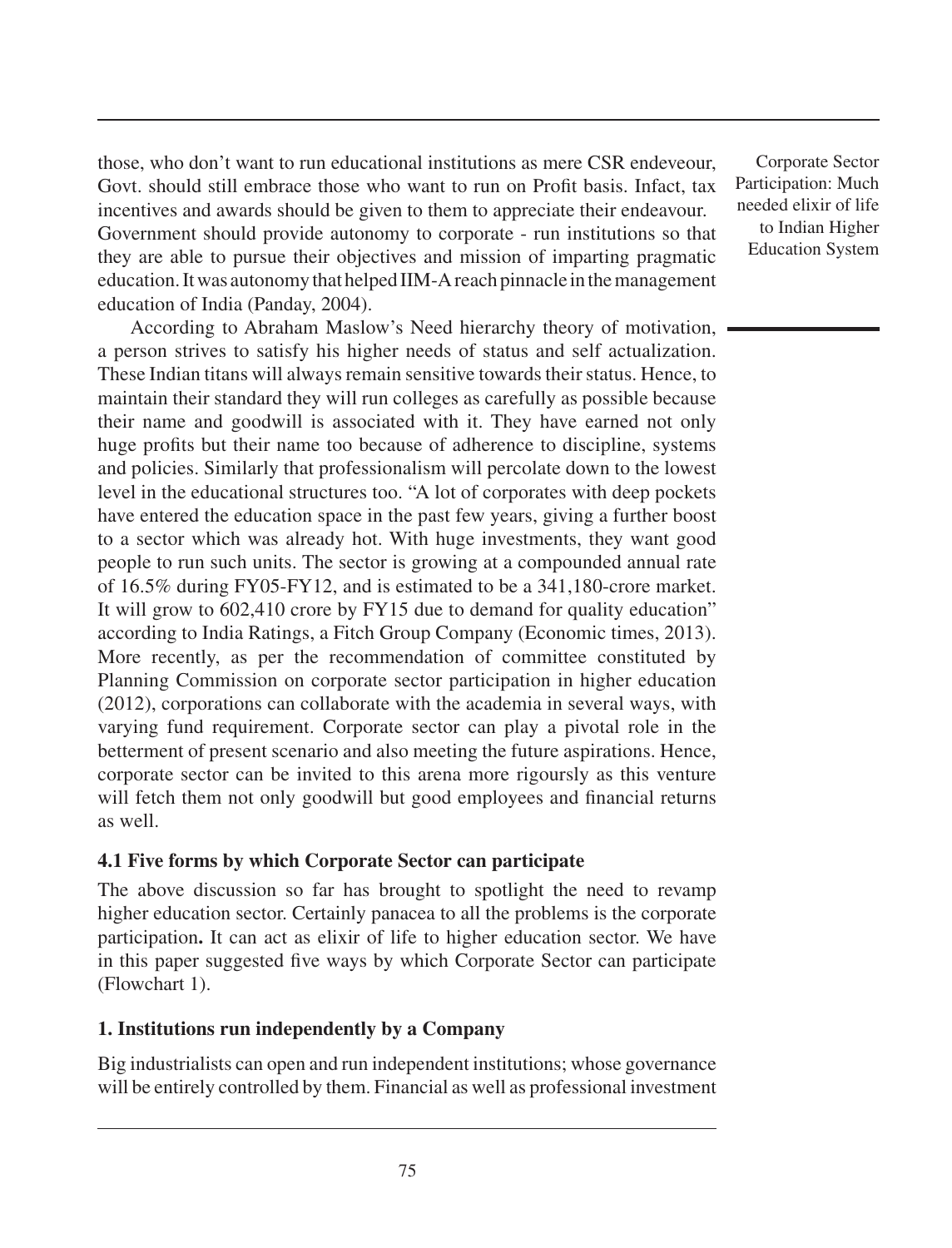those, who don't want to run educational institutions as mere CSR endeveour, Govt. should still embrace those who want to run on Profit basis. Infact, tax incentives and awards should be given to them to appreciate their endeavour. Government should provide autonomy to corporate - run institutions so that they are able to pursue their objectives and mission of imparting pragmatic education. It was autonomy that helped IIM-A reach pinnacle in the management education of India (Panday, 2004).

According to Abraham Maslow's Need hierarchy theory of motivation, a person strives to satisfy his higher needs of status and self actualization. These Indian titans will always remain sensitive towards their status. Hence, to maintain their standard they will run colleges as carefully as possible because their name and goodwill is associated with it. They have earned not only huge profits but their name too because of adherence to discipline, systems and policies. Similarly that professionalism will percolate down to the lowest level in the educational structures too. "A lot of corporates with deep pockets have entered the education space in the past few years, giving a further boost to a sector which was already hot. With huge investments, they want good people to run such units. The sector is growing at a compounded annual rate of 16.5% during FY05-FY12, and is estimated to be a 341,180-crore market. It will grow to 602,410 crore by FY15 due to demand for quality education" according to India Ratings, a Fitch Group Company (Economic times, 2013). More recently, as per the recommendation of committee constituted by Planning Commission on corporate sector participation in higher education (2012), corporations can collaborate with the academia in several ways, with varying fund requirement. Corporate sector can play a pivotal role in the betterment of present scenario and also meeting the future aspirations. Hence, corporate sector can be invited to this arena more rigoursly as this venture will fetch them not only goodwill but good employees and financial returns as well.

### 4.1 Five forms by which Corporate Sector can participate

The above discussion so far has brought to spotlight the need to revamp higher education sector. Certainly panacea to all the problems is the corporate participation**.** It can act as elixir of life to higher education sector. We have in this paper suggested five ways by which Corporate Sector can participate (Flowchart 1).

### 1. Institutions run independently by a Company

Big industrialists can open and run independent institutions; whose governance will be entirely controlled by them. Financial as well as professional investment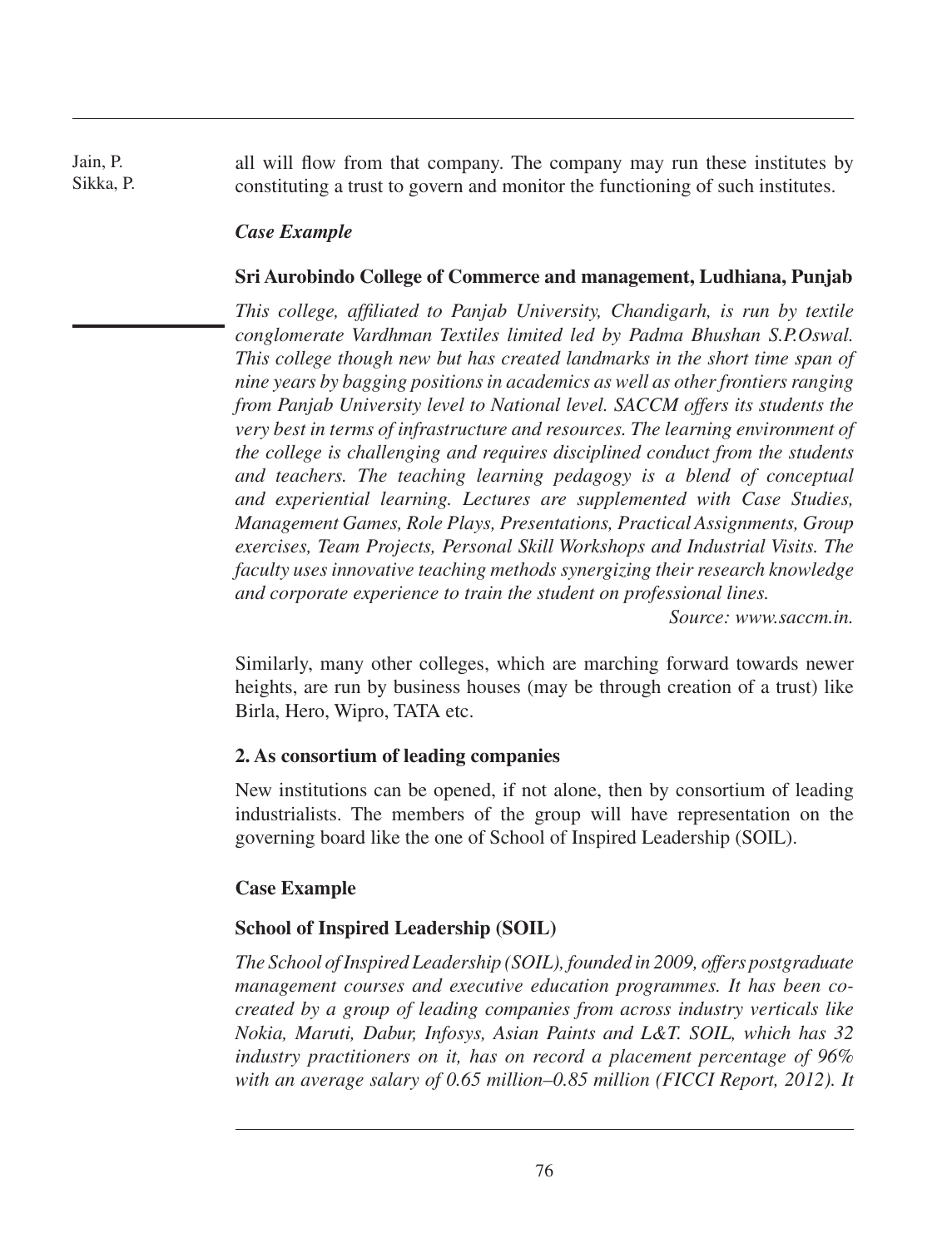all will flow from that company. The company may run these institutes by constituting a trust to govern and monitor the functioning of such institutes.

***Case Example***

**Sri Aurobindo College of Commerce and management, Ludhiana, Punjab**

*This college, affiliated to Panjab University, Chandigarh, is run by textile conglomerate Vardhman Textiles limited led by Padma Bhushan S.P.Oswal. This college though new but has created landmarks in the short time span of nine years by bagging positions in academics as well as other frontiers ranging from Panjab University level to National level. SACCM offers its students the very best in terms of infrastructure and resources. The learning environment of the college is challenging and requires disciplined conduct from the students and teachers. The teaching learning pedagogy is a blend of conceptual and experiential learning. Lectures are supplemented with Case Studies, Management Games, Role Plays, Presentations, Practical Assignments, Group exercises, Team Projects, Personal Skill Workshops and Industrial Visits. The faculty uses innovative teaching methods synergizing their research knowledge and corporate experience to train the student on professional lines.*

*Source: www.saccm.in.*

Similarly, many other colleges, which are marching forward towards newer heights, are run by business houses (may be through creation of a trust) like Birla, Hero, Wipro, TATA etc.

**2. As consortium of leading companies**

New institutions can be opened, if not alone, then by consortium of leading industrialists. The members of the group will have representation on the governing board like the one of School of Inspired Leadership (SOIL).

**Case Example**

**School of Inspired Leadership (SOIL)**

*The School of Inspired Leadership (SOIL), founded in 2009, offers postgraduate management courses and executive education programmes. It has been co-created by a group of leading companies from across industry verticals like Nokia, Maruti, Dabur, Infosys, Asian Paints and L&T. SOIL, which has 32 industry practitioners on it, has on record a placement percentage of 96% with an average salary of 0.65 million–0.85 million (FICCI Report, 2012). It*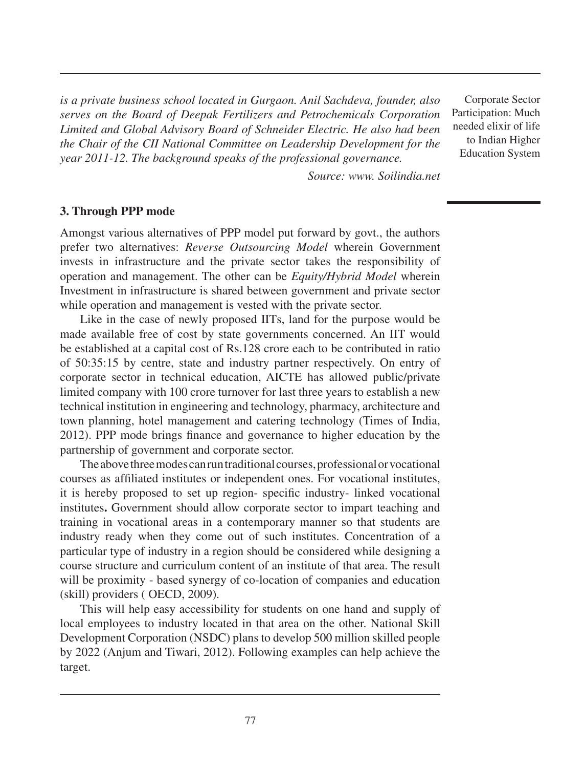*is a private business school located in Gurgaon. Anil Sachdeva, founder, also serves on the Board of Deepak Fertilizers and Petrochemicals Corporation Limited and Global Advisory Board of Schneider Electric. He also had been the Chair of the CII National Committee on Leadership Development for the year 2011-12. The background speaks of the professional governance.*

*Source: www. Soilindia.net*

**3. Through PPP mode**

Amongst various alternatives of PPP model put forward by govt., the authors prefer two alternatives: *Reverse Outsourcing Model* wherein Government invests in infrastructure and the private sector takes the responsibility of operation and management. The other can be *Equity/Hybrid Model* wherein Investment in infrastructure is shared between government and private sector while operation and management is vested with the private sector.

Like in the case of newly proposed IITs, land for the purpose would be made available free of cost by state governments concerned. An IIT would be established at a capital cost of Rs.128 crore each to be contributed in ratio of 50:35:15 by centre, state and industry partner respectively. On entry of corporate sector in technical education, AICTE has allowed public/private limited company with 100 crore turnover for last three years to establish a new technical institution in engineering and technology, pharmacy, architecture and town planning, hotel management and catering technology (Times of India, 2012). PPP mode brings finance and governance to higher education by the partnership of government and corporate sector.

The above three modes can run traditional courses, professional or vocational courses as affiliated institutes or independent ones. For vocational institutes, it is hereby proposed to set up region- specific industry- linked vocational institutes**.** Government should allow corporate sector to impart teaching and training in vocational areas in a contemporary manner so that students are industry ready when they come out of such institutes. Concentration of a particular type of industry in a region should be considered while designing a course structure and curriculum content of an institute of that area. The result will be proximity - based synergy of co-location of companies and education (skill) providers ( OECD, 2009).

This will help easy accessibility for students on one hand and supply of local employees to industry located in that area on the other. National Skill Development Corporation (NSDC) plans to develop 500 million skilled people by 2022 (Anjum and Tiwari, 2012). Following examples can help achieve the target.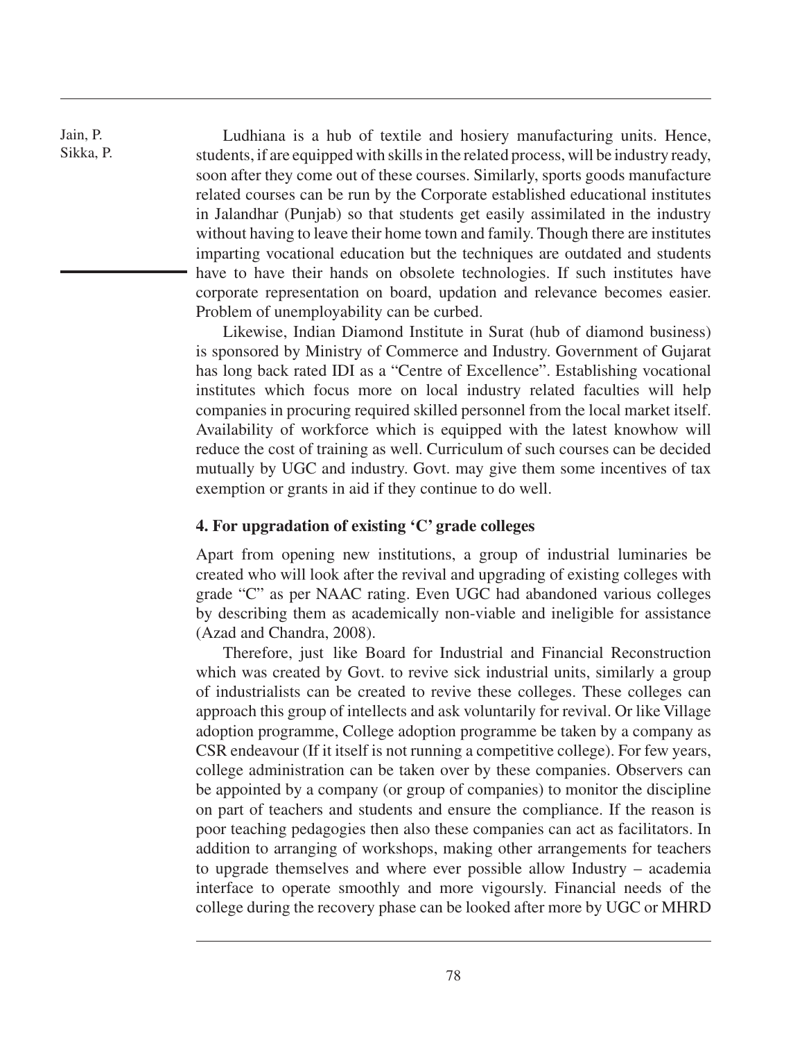Ludhiana is a hub of textile and hosiery manufacturing units. Hence, students, if are equipped with skills in the related process, will be industry ready, soon after they come out of these courses. Similarly, sports goods manufacture related courses can be run by the Corporate established educational institutes in Jalandhar (Punjab) so that students get easily assimilated in the industry without having to leave their home town and family. Though there are institutes imparting vocational education but the techniques are outdated and students have to have their hands on obsolete technologies. If such institutes have corporate representation on board, updation and relevance becomes easier. Problem of unemployability can be curbed.

Likewise, Indian Diamond Institute in Surat (hub of diamond business) is sponsored by Ministry of Commerce and Industry. Government of Gujarat has long back rated IDI as a "Centre of Excellence". Establishing vocational institutes which focus more on local industry related faculties will help companies in procuring required skilled personnel from the local market itself. Availability of workforce which is equipped with the latest knowhow will reduce the cost of training as well. Curriculum of such courses can be decided mutually by UGC and industry. Govt. may give them some incentives of tax exemption or grants in aid if they continue to do well.

#### 4. For upgradation of existing 'C' grade colleges

Apart from opening new institutions, a group of industrial luminaries be created who will look after the revival and upgrading of existing colleges with grade "C" as per NAAC rating. Even UGC had abandoned various colleges by describing them as academically non-viable and ineligible for assistance (Azad and Chandra, 2008).

Therefore, just like Board for Industrial and Financial Reconstruction which was created by Govt. to revive sick industrial units, similarly a group of industrialists can be created to revive these colleges. These colleges can approach this group of intellects and ask voluntarily for revival. Or like Village adoption programme, College adoption programme be taken by a company as CSR endeavour (If it itself is not running a competitive college). For few years, college administration can be taken over by these companies. Observers can be appointed by a company (or group of companies) to monitor the discipline on part of teachers and students and ensure the compliance. If the reason is poor teaching pedagogies then also these companies can act as facilitators. In addition to arranging of workshops, making other arrangements for teachers to upgrade themselves and where ever possible allow Industry – academia interface to operate smoothly and more vigoursly. Financial needs of the college during the recovery phase can be looked after more by UGC or MHRD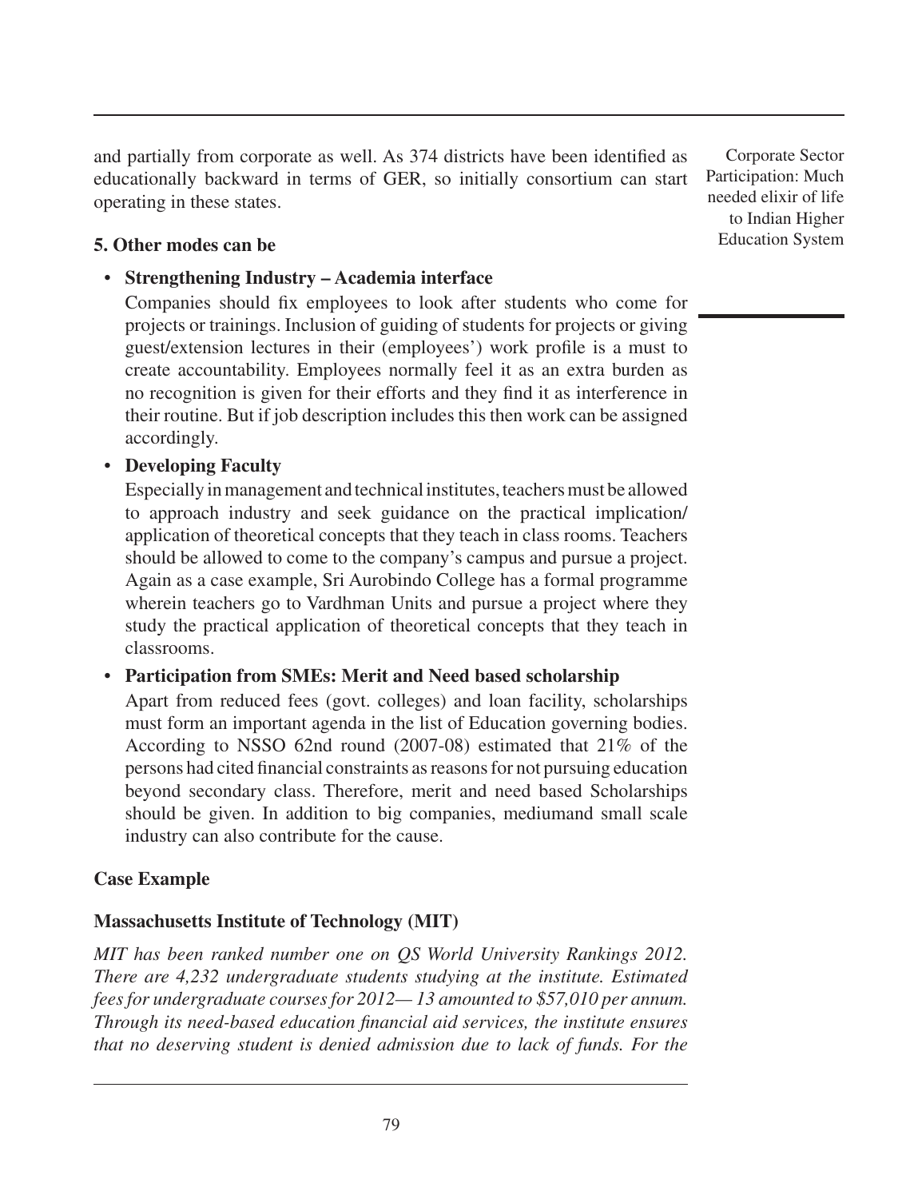and partially from corporate as well. As 374 districts have been identified as educationally backward in terms of GER, so initially consortium can start operating in these states.

**5. Other modes can be**

- **Strengthening Industry – Academia interface**

  Companies should fix employees to look after students who come for projects or trainings. Inclusion of guiding of students for projects or giving guest/extension lectures in their (employees') work profile is a must to create accountability. Employees normally feel it as an extra burden as no recognition is given for their efforts and they find it as interference in their routine. But if job description includes this then work can be assigned accordingly.

- **Developing Faculty**

  Especially in management and technical institutes, teachers must be allowed to approach industry and seek guidance on the practical implication/ application of theoretical concepts that they teach in class rooms. Teachers should be allowed to come to the company's campus and pursue a project. Again as a case example, Sri Aurobindo College has a formal programme wherein teachers go to Vardhman Units and pursue a project where they study the practical application of theoretical concepts that they teach in classrooms.

- **Participation from SMEs: Merit and Need based scholarship**

  Apart from reduced fees (govt. colleges) and loan facility, scholarships must form an important agenda in the list of Education governing bodies. According to NSSO 62nd round (2007-08) estimated that 21% of the persons had cited financial constraints as reasons for not pursuing education beyond secondary class. Therefore, merit and need based Scholarships should be given. In addition to big companies, mediumand small scale industry can also contribute for the cause.

**Case Example**

**Massachusetts Institute of Technology (MIT)**

*MIT has been ranked number one on QS World University Rankings 2012. There are 4,232 undergraduate students studying at the institute. Estimated fees for undergraduate courses for 2012— 13 amounted to $57,010 per annum. Through its need-based education financial aid services, the institute ensures that no deserving student is denied admission due to lack of funds. For the*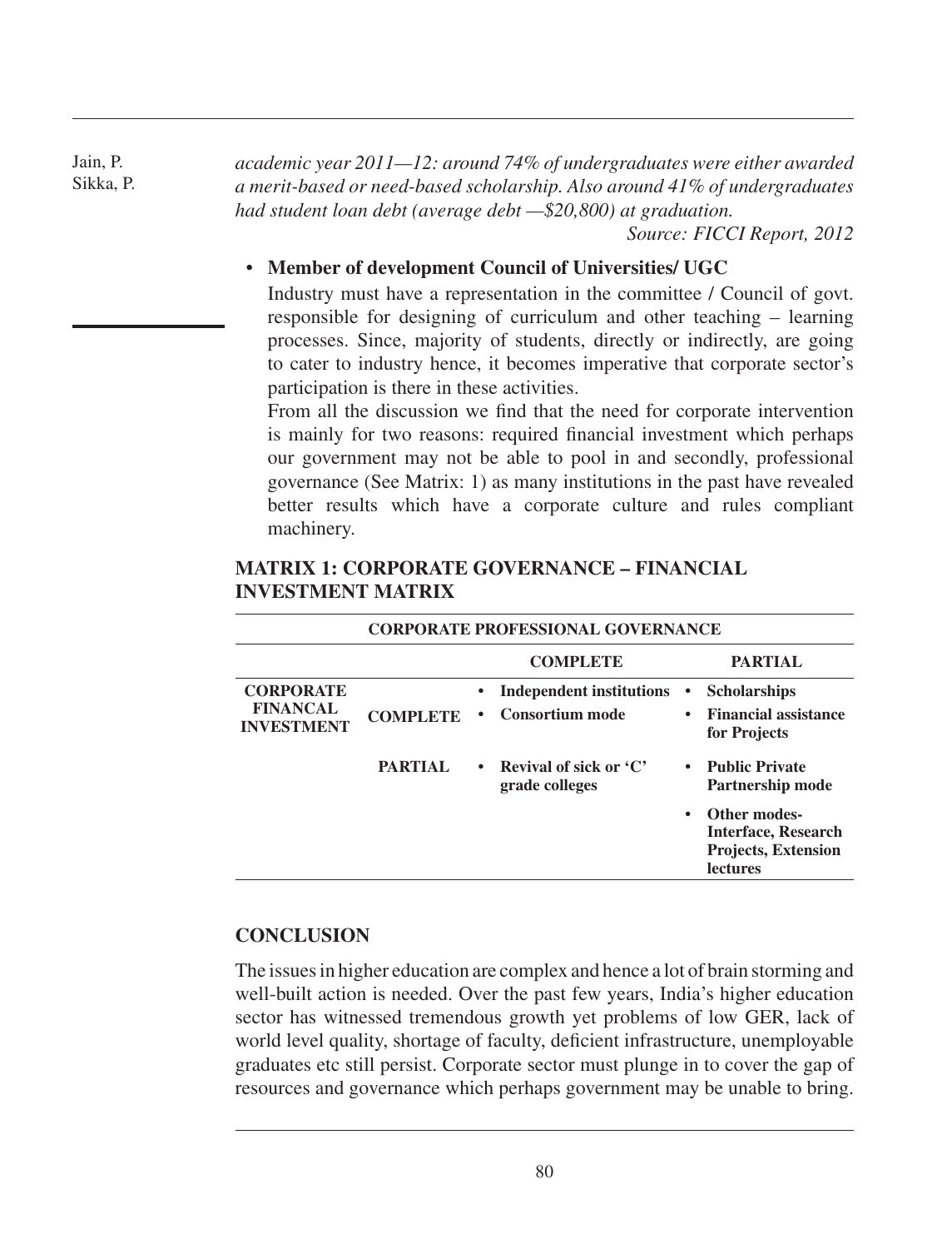*academic year 2011—12: around 74% of undergraduates were either awarded a merit-based or need-based scholarship. Also around 41% of undergraduates had student loan debt (average debt —$20,800) at graduation.*

*Source: FICCI Report, 2012*

- **Member of development Council of Universities/ UGC**

  Industry must have a representation in the committee / Council of govt. responsible for designing of curriculum and other teaching – learning processes. Since, majority of students, directly or indirectly, are going to cater to industry hence, it becomes imperative that corporate sector's participation is there in these activities.

  From all the discussion we find that the need for corporate intervention is mainly for two reasons: required financial investment which perhaps our government may not be able to pool in and secondly, professional governance (See Matrix: 1) as many institutions in the past have revealed better results which have a corporate culture and rules compliant machinery.

### MATRIX 1: CORPORATE GOVERNANCE – FINANCIAL INVESTMENT MATRIX

| | | CORPORATE PROFESSIONAL GOVERNANCE | |
|---|---|---|---|
| | | **COMPLETE** | **PARTIAL** |
| **CORPORATE FINANCAL INVESTMENT** | **COMPLETE** | • Independent institutions<br>• Consortium mode | • Scholarships<br>• Financial assistance for Projects |
| | **PARTIAL** | • Revival of sick or 'C' grade colleges | • Public Private Partnership mode<br>• Other modes- Interface, Research Projects, Extension lectures |

## CONCLUSION

The issues in higher education are complex and hence a lot of brain storming and well-built action is needed. Over the past few years, India's higher education sector has witnessed tremendous growth yet problems of low GER, lack of world level quality, shortage of faculty, deficient infrastructure, unemployable graduates etc still persist. Corporate sector must plunge in to cover the gap of resources and governance which perhaps government may be unable to bring.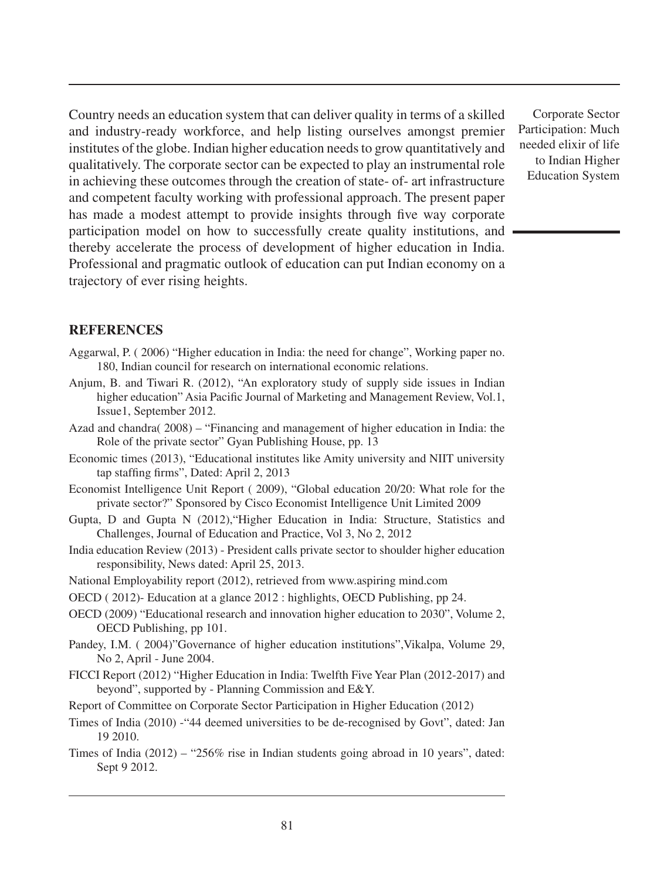Country needs an education system that can deliver quality in terms of a skilled and industry-ready workforce, and help listing ourselves amongst premier institutes of the globe. Indian higher education needs to grow quantitatively and qualitatively. The corporate sector can be expected to play an instrumental role in achieving these outcomes through the creation of state- of- art infrastructure and competent faculty working with professional approach. The present paper has made a modest attempt to provide insights through five way corporate participation model on how to successfully create quality institutions, and thereby accelerate the process of development of higher education in India. Professional and pragmatic outlook of education can put Indian economy on a trajectory of ever rising heights.

## REFERENCES

Aggarwal, P. ( 2006) "Higher education in India: the need for change", Working paper no. 180, Indian council for research on international economic relations.

Anjum, B. and Tiwari R. (2012), "An exploratory study of supply side issues in Indian higher education" Asia Pacific Journal of Marketing and Management Review, Vol.1, Issue1, September 2012.

Azad and chandra( 2008) – "Financing and management of higher education in India: the Role of the private sector" Gyan Publishing House, pp. 13

Economic times (2013), "Educational institutes like Amity university and NIIT university tap staffing firms", Dated: April 2, 2013

Economist Intelligence Unit Report ( 2009), "Global education 20/20: What role for the private sector?" Sponsored by Cisco Economist Intelligence Unit Limited 2009

Gupta, D and Gupta N (2012),"Higher Education in India: Structure, Statistics and Challenges, Journal of Education and Practice, Vol 3, No 2, 2012

India education Review (2013) - President calls private sector to shoulder higher education responsibility, News dated: April 25, 2013.

National Employability report (2012), retrieved from www.aspiring mind.com

OECD ( 2012)- Education at a glance 2012 : highlights, OECD Publishing, pp 24.

OECD (2009) "Educational research and innovation higher education to 2030", Volume 2, OECD Publishing, pp 101.

Pandey, I.M. ( 2004)"Governance of higher education institutions",Vikalpa, Volume 29, No 2, April - June 2004.

FICCI Report (2012) "Higher Education in India: Twelfth Five Year Plan (2012-2017) and beyond", supported by - Planning Commission and E&Y.

Report of Committee on Corporate Sector Participation in Higher Education (2012)

Times of India (2010) -"44 deemed universities to be de-recognised by Govt", dated: Jan 19 2010.

Times of India (2012) – "256% rise in Indian students going abroad in 10 years", dated: Sept 9 2012.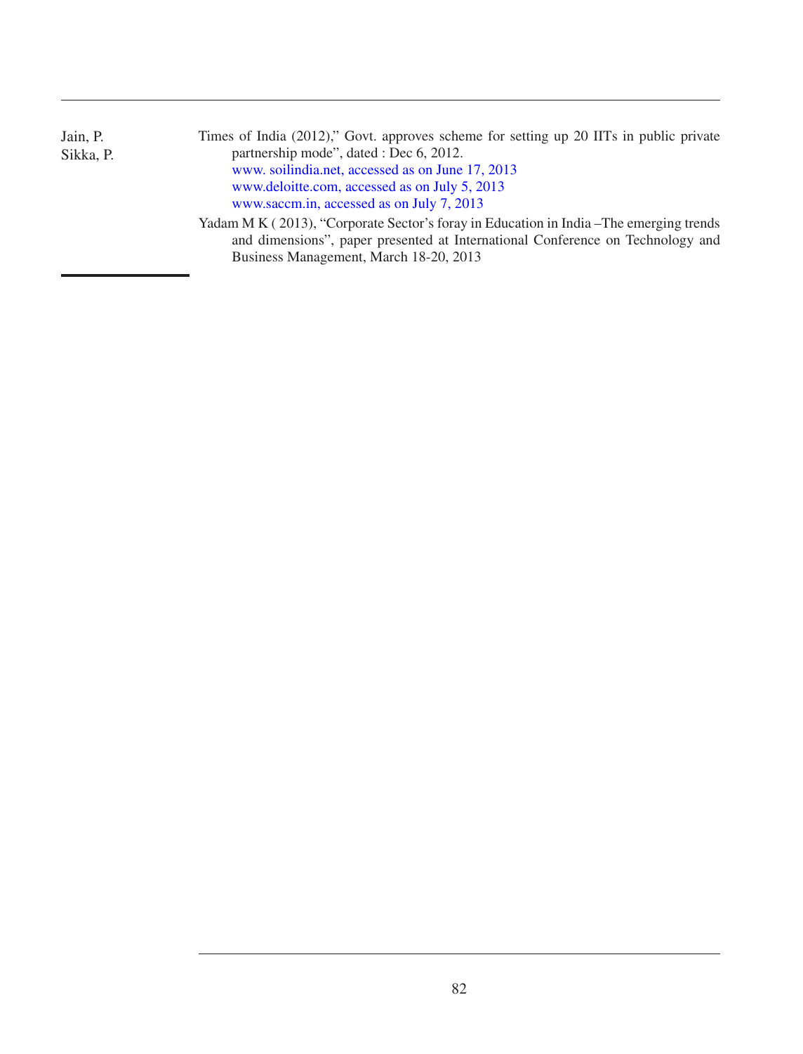Times of India (2012)," Govt. approves scheme for setting up 20 IITs in public private partnership mode", dated : Dec 6, 2012.

www. soilindia.net, accessed as on June 17, 2013

www.deloitte.com, accessed as on July 5, 2013

www.saccm.in, accessed as on July 7, 2013

Yadam M K ( 2013), "Corporate Sector's foray in Education in India –The emerging trends and dimensions", paper presented at International Conference on Technology and Business Management, March 18-20, 2013